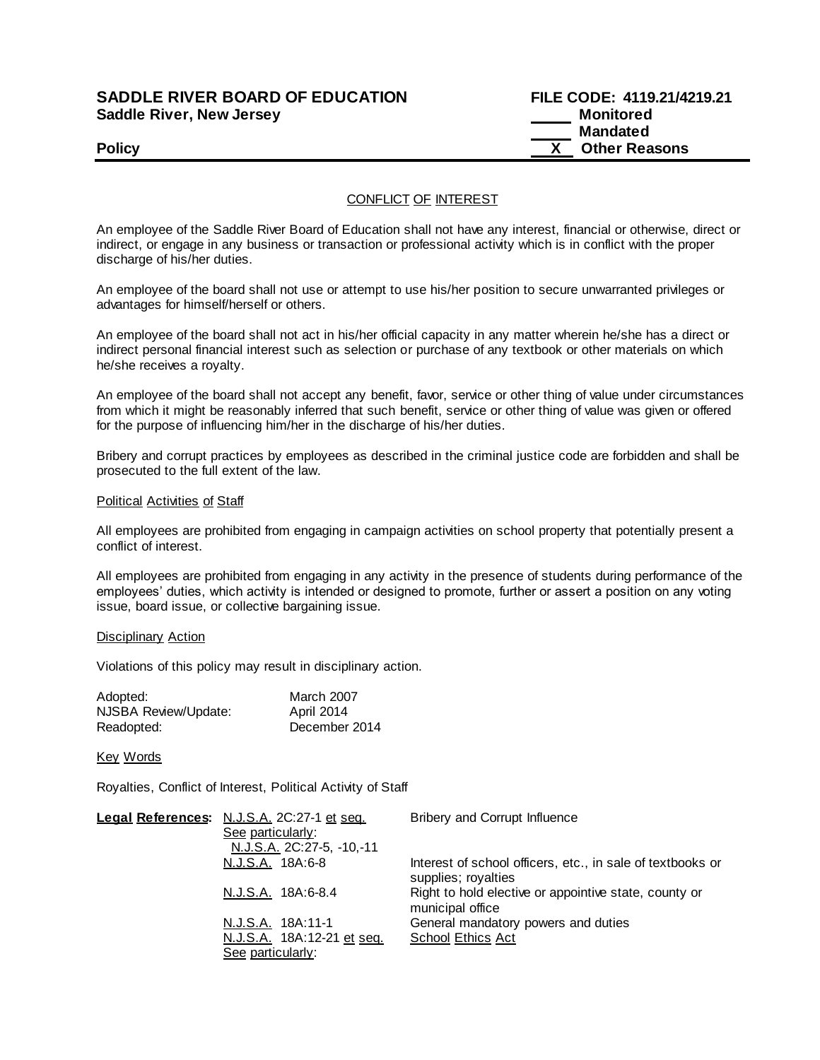**SADDLE RIVER BOARD OF EDUCATION**
**Saddle River, New Jersey**

**FILE CODE: 4119.21/4219.21**
_____ **Monitored**
_____ **Mandated**
__X__ **Other Reasons**

**Policy**

---

## CONFLICT OF INTEREST

An employee of the Saddle River Board of Education shall not have any interest, financial or otherwise, direct or indirect, or engage in any business or transaction or professional activity which is in conflict with the proper discharge of his/her duties.

An employee of the board shall not use or attempt to use his/her position to secure unwarranted privileges or advantages for himself/herself or others.

An employee of the board shall not act in his/her official capacity in any matter wherein he/she has a direct or indirect personal financial interest such as selection or purchase of any textbook or other materials on which he/she receives a royalty.

An employee of the board shall not accept any benefit, favor, service or other thing of value under circumstances from which it might be reasonably inferred that such benefit, service or other thing of value was given or offered for the purpose of influencing him/her in the discharge of his/her duties.

Bribery and corrupt practices by employees as described in the criminal justice code are forbidden and shall be prosecuted to the full extent of the law.

### Political Activities of Staff

All employees are prohibited from engaging in campaign activities on school property that potentially present a conflict of interest.

All employees are prohibited from engaging in any activity in the presence of students during performance of the employees' duties, which activity is intended or designed to promote, further or assert a position on any voting issue, board issue, or collective bargaining issue.

### Disciplinary Action

Violations of this policy may result in disciplinary action.

| | |
|---|---|
| Adopted: | March 2007 |
| NJSBA Review/Update: | April 2014 |
| Readopted: | December 2014 |

### Key Words

Royalties, Conflict of Interest, Political Activity of Staff

| **Legal References:** | | |
|---|---|---|
| | N.J.S.A. 2C:27-1 et seq. See particularly: N.J.S.A. 2C:27-5, -10,-11 | Bribery and Corrupt Influence |
| | N.J.S.A. 18A:6-8 | Interest of school officers, etc., in sale of textbooks or supplies; royalties |
| | N.J.S.A. 18A:6-8.4 | Right to hold elective or appointive state, county or municipal office |
| | N.J.S.A. 18A:11-1 | General mandatory powers and duties |
| | N.J.S.A. 18A:12-21 et seq. See particularly: | School Ethics Act |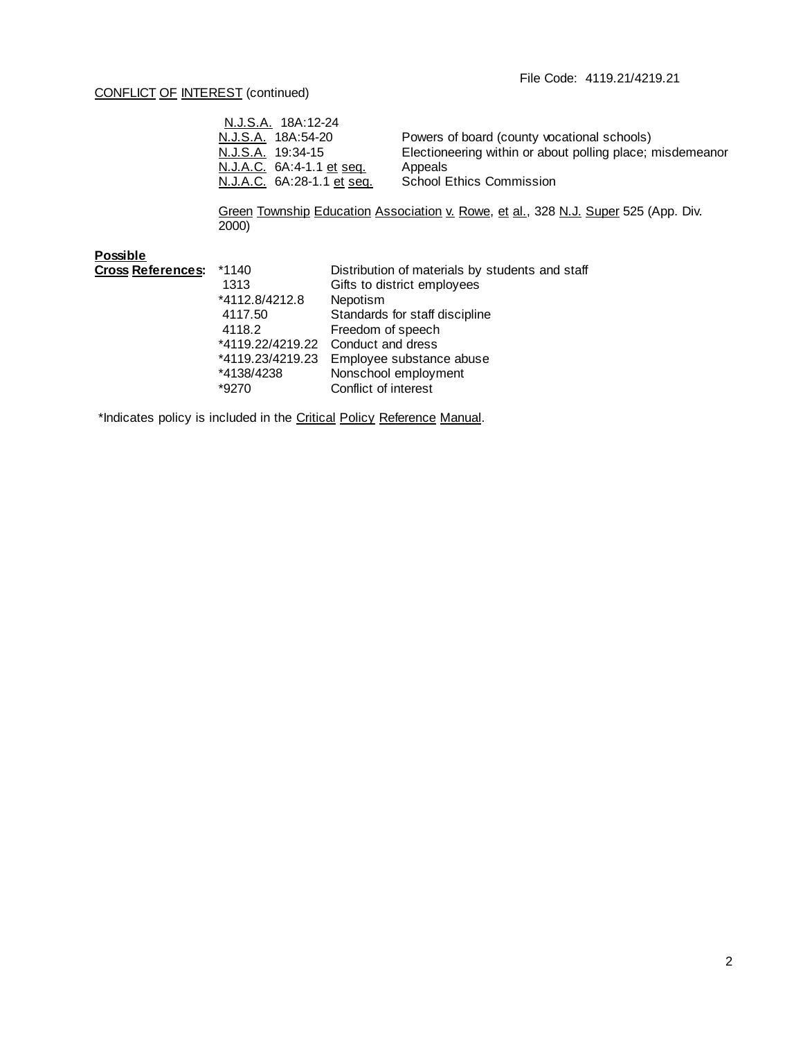File Code: 4119.21/4219.21

CONFLICT OF INTEREST (continued)

| | |
|---|---|
| N.J.S.A. 18A:12-24 | |
| N.J.S.A. 18A:54-20 | Powers of board (county vocational schools) |
| N.J.S.A. 19:34-15 | Electioneering within or about polling place; misdemeanor |
| N.J.A.C. 6A:4-1.1 et seq. | Appeals |
| N.J.A.C. 6A:28-1.1 et seq. | School Ethics Commission |

Green Township Education Association v. Rowe, et al., 328 N.J. Super 525 (App. Div. 2000)

**Possible Cross References:**

| | |
|---|---|
| *1140 | Distribution of materials by students and staff |
| 1313 | Gifts to district employees |
| *4112.8/4212.8 | Nepotism |
| 4117.50 | Standards for staff discipline |
| 4118.2 | Freedom of speech |
| *4119.22/4219.22 | Conduct and dress |
| *4119.23/4219.23 | Employee substance abuse |
| *4138/4238 | Nonschool employment |
| *9270 | Conflict of interest |

*Indicates policy is included in the Critical Policy Reference Manual.